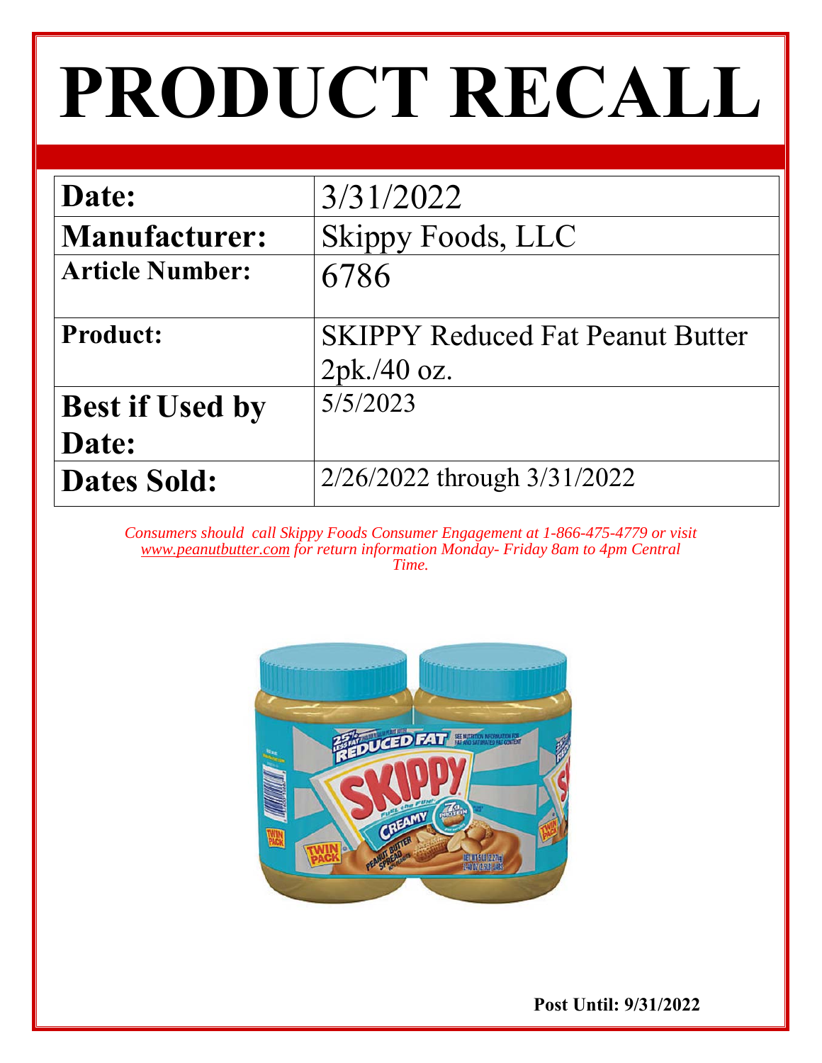# PRODUCT RECALL

| | |
|---|---|
| **Date:** | 3/31/2022 |
| **Manufacturer:** | Skippy Foods, LLC |
| **Article Number:** | 6786 |
| **Product:** | SKIPPY Reduced Fat Peanut Butter 2pk./40 oz. |
| **Best if Used by Date:** | 5/5/2023 |
| **Dates Sold:** | 2/26/2022 through 3/31/2022 |

*Consumers should call Skippy Foods Consumer Engagement at 1-866-475-4779 or visit www.peanutbutter.com for return information Monday- Friday 8am to 4pm Central Time.*

**Post Until: 9/31/2022**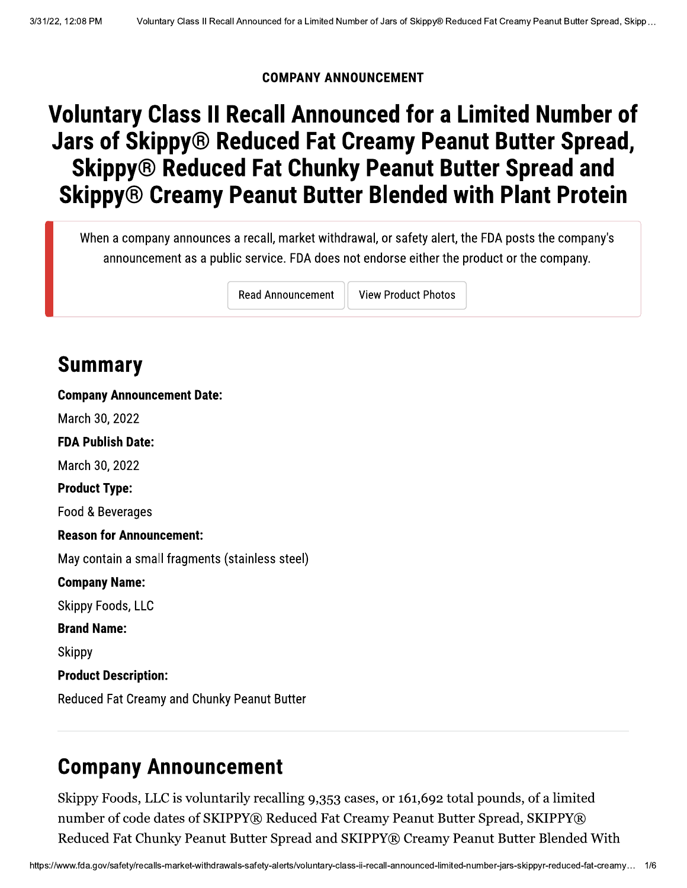COMPANY ANNOUNCEMENT

# Voluntary Class II Recall Announced for a Limited Number of Jars of Skippy® Reduced Fat Creamy Peanut Butter Spread, Skippy® Reduced Fat Chunky Peanut Butter Spread and Skippy® Creamy Peanut Butter Blended with Plant Protein

When a company announces a recall, market withdrawal, or safety alert, the FDA posts the company's announcement as a public service. FDA does not endorse either the product or the company.

Read Announcement | View Product Photos

## Summary

**Company Announcement Date:**

March 30, 2022

**FDA Publish Date:**

March 30, 2022

**Product Type:**

Food & Beverages

**Reason for Announcement:**

May contain a small fragments (stainless steel)

**Company Name:**

Skippy Foods, LLC

**Brand Name:**

Skippy

**Product Description:**

Reduced Fat Creamy and Chunky Peanut Butter

## Company Announcement

Skippy Foods, LLC is voluntarily recalling 9,353 cases, or 161,692 total pounds, of a limited number of code dates of SKIPPY® Reduced Fat Creamy Peanut Butter Spread, SKIPPY® Reduced Fat Chunky Peanut Butter Spread and SKIPPY® Creamy Peanut Butter Blended With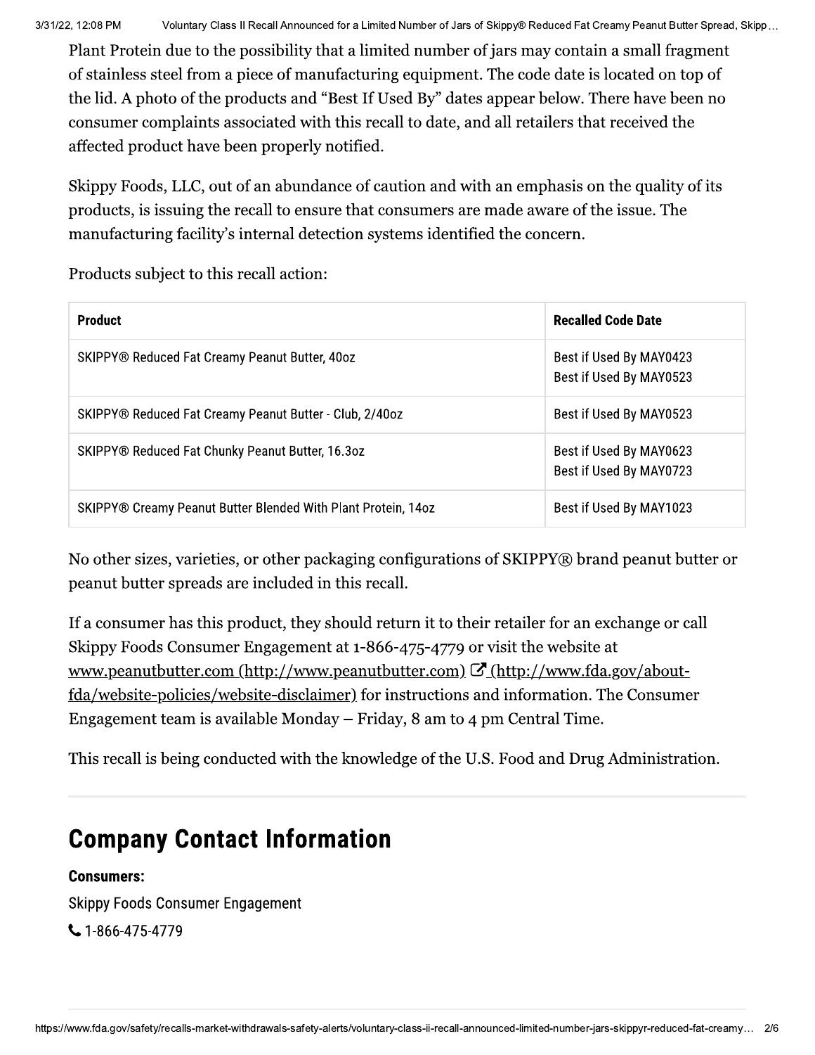Plant Protein due to the possibility that a limited number of jars may contain a small fragment of stainless steel from a piece of manufacturing equipment. The code date is located on top of the lid. A photo of the products and "Best If Used By" dates appear below. There have been no consumer complaints associated with this recall to date, and all retailers that received the affected product have been properly notified.

Skippy Foods, LLC, out of an abundance of caution and with an emphasis on the quality of its products, is issuing the recall to ensure that consumers are made aware of the issue. The manufacturing facility's internal detection systems identified the concern.

Products subject to this recall action:

| Product | Recalled Code Date |
|---|---|
| SKIPPY® Reduced Fat Creamy Peanut Butter, 40oz | Best if Used By MAY0423<br>Best if Used By MAY0523 |
| SKIPPY® Reduced Fat Creamy Peanut Butter - Club, 2/40oz | Best if Used By MAY0523 |
| SKIPPY® Reduced Fat Chunky Peanut Butter, 16.3oz | Best if Used By MAY0623<br>Best if Used By MAY0723 |
| SKIPPY® Creamy Peanut Butter Blended With Plant Protein, 14oz | Best if Used By MAY1023 |

No other sizes, varieties, or other packaging configurations of SKIPPY® brand peanut butter or peanut butter spreads are included in this recall.

If a consumer has this product, they should return it to their retailer for an exchange or call Skippy Foods Consumer Engagement at 1-866-475-4779 or visit the website at www.peanutbutter.com (http://www.peanutbutter.com) (http://www.fda.gov/about-fda/website-policies/website-disclaimer) for instructions and information. The Consumer Engagement team is available Monday – Friday, 8 am to 4 pm Central Time.

This recall is being conducted with the knowledge of the U.S. Food and Drug Administration.

## Company Contact Information

**Consumers:**

Skippy Foods Consumer Engagement

1-866-475-4779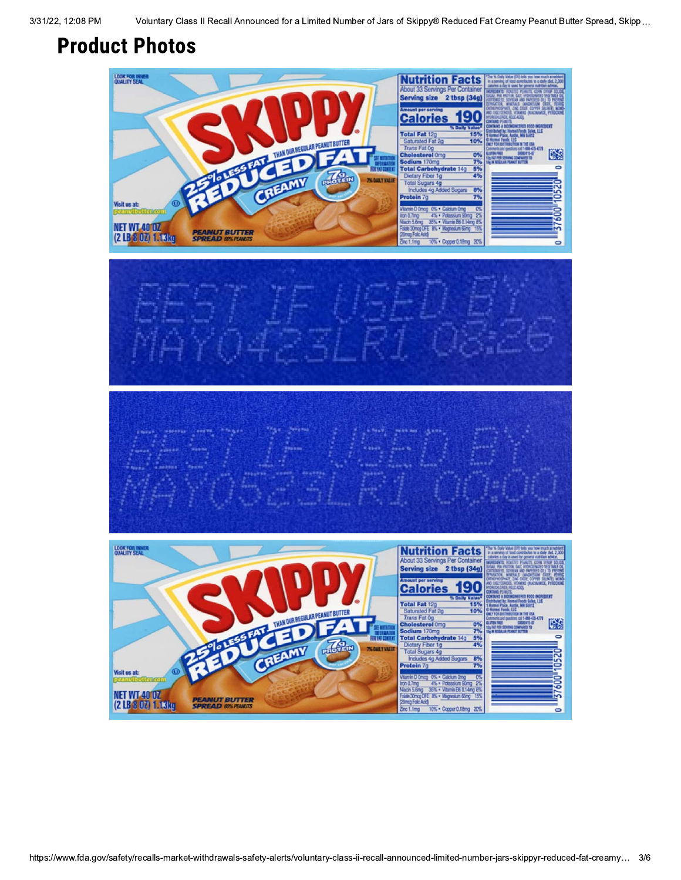# Product Photos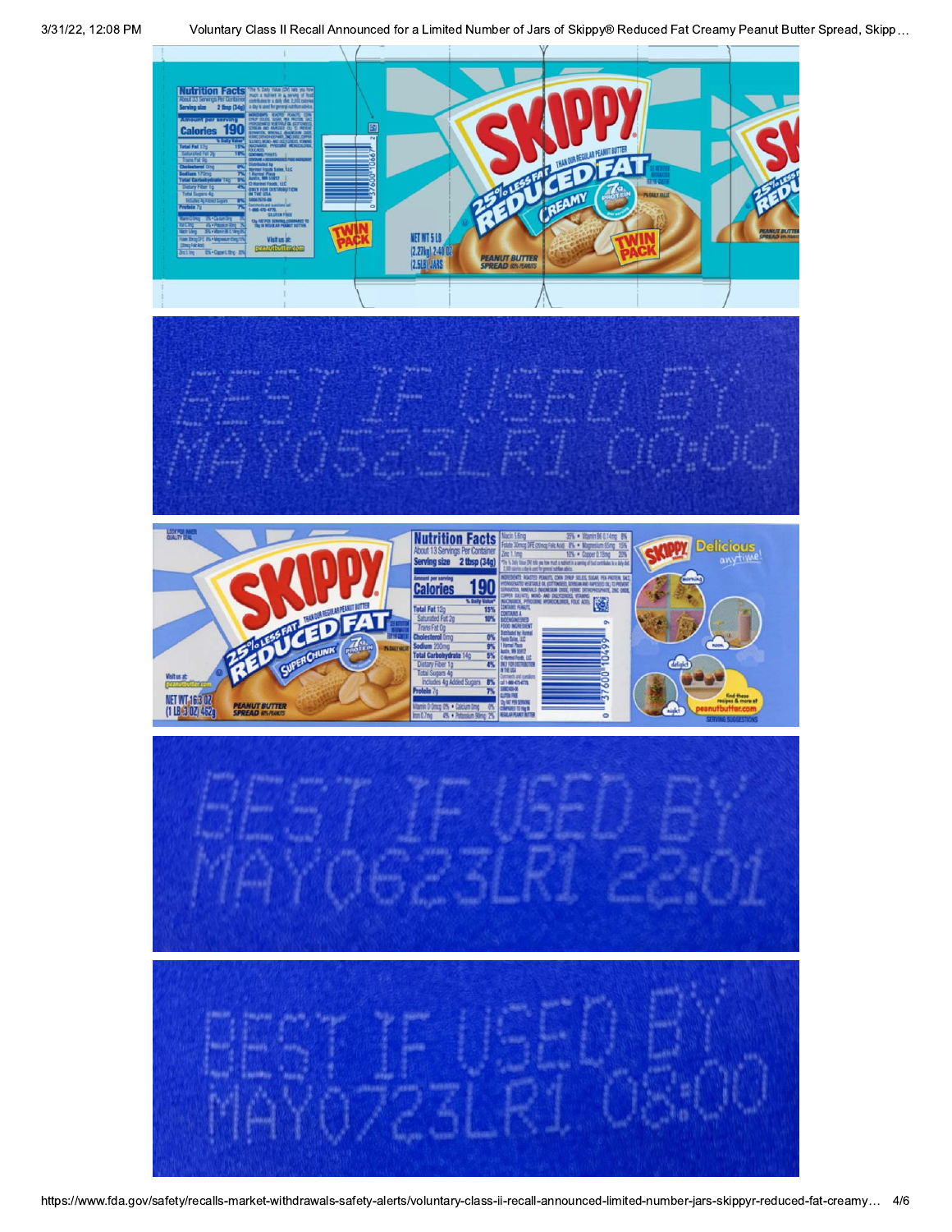BEST IF USED BY
MAY0523LR1 00:00

BEST IF USED BY
MAY0623LR1 22:01

BEST IF USED BY
MAY0723LR1 08:00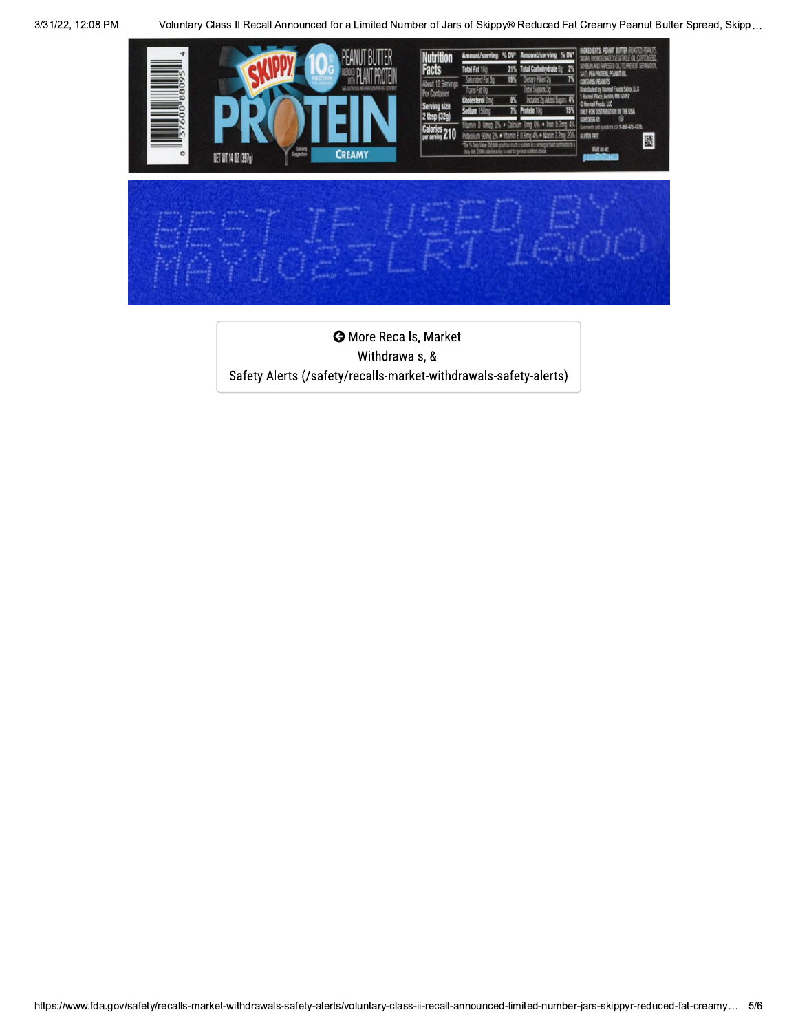BEST IF USED BY
MAY1023LR1 16:00

More Recalls, Market Withdrawals, & Safety Alerts (/safety/recalls-market-withdrawals-safety-alerts)